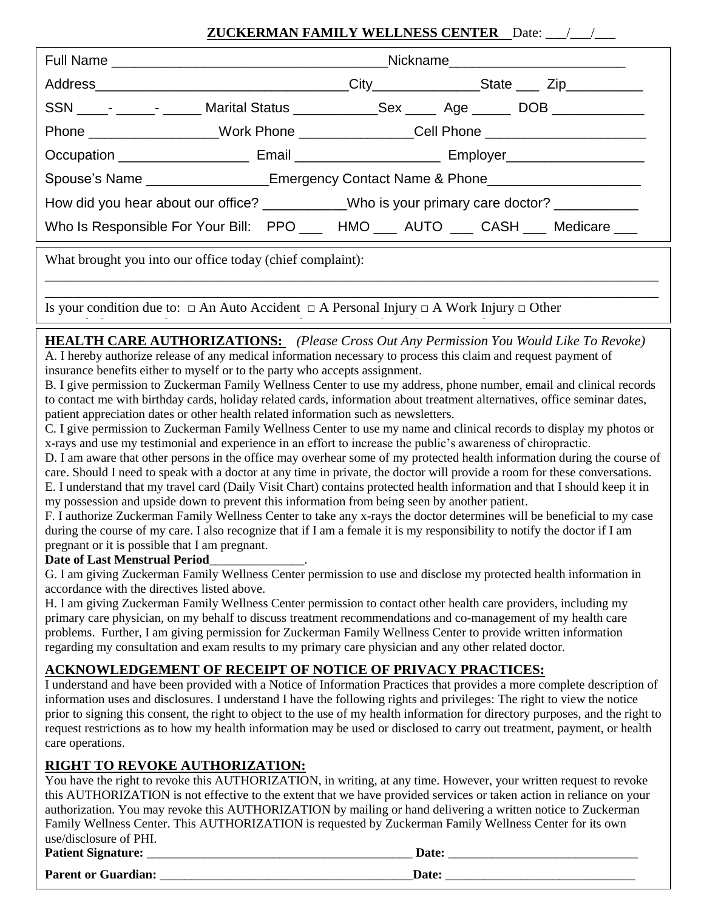**ZUCKERMAN FAMILY WELLNESS CENTER** Date: ___/___/___

Full Name ___________________________________Nickname______________________

Address_________________________________City______________State ___ Zip__________

SSN ____- _____- _____ Marital Status ___________Sex ____ Age _____ DOB ____________

Phone _________________Work Phone _______________Cell Phone _____________________

Occupation _________________ Email ___________________ Employer__________________

Spouse's Name ________________Emergency Contact Name & Phone____________________

How did you hear about our office? ___________Who is your primary care doctor? ___________

Who Is Responsible For Your Bill: PPO ___ HMO ___ AUTO ___ CASH ___ Medicare ___

What brought you into our office today (chief complaint):

_______________________________________________________________________________________

_______________________________________________________________________________________

Is your condition due to: □ An Auto Accident □ A Personal Injury □ A Work Injury □ Other

**HEALTH CARE AUTHORIZATIONS:** *(Please Cross Out Any Permission You Would Like To Revoke)*

A. I hereby authorize release of any medical information necessary to process this claim and request payment of insurance benefits either to myself or to the party who accepts assignment.

B. I give permission to Zuckerman Family Wellness Center to use my address, phone number, email and clinical records to contact me with birthday cards, holiday related cards, information about treatment alternatives, office seminar dates, patient appreciation dates or other health related information such as newsletters.

C. I give permission to Zuckerman Family Wellness Center to use my name and clinical records to display my photos or x-rays and use my testimonial and experience in an effort to increase the public's awareness of chiropractic.

D. I am aware that other persons in the office may overhear some of my protected health information during the course of care. Should I need to speak with a doctor at any time in private, the doctor will provide a room for these conversations.

E. I understand that my travel card (Daily Visit Chart) contains protected health information and that I should keep it in my possession and upside down to prevent this information from being seen by another patient.

F. I authorize Zuckerman Family Wellness Center to take any x-rays the doctor determines will be beneficial to my case during the course of my care. I also recognize that if I am a female it is my responsibility to notify the doctor if I am pregnant or it is possible that I am pregnant.

**Date of Last Menstrual Period**_______________.

G. I am giving Zuckerman Family Wellness Center permission to use and disclose my protected health information in accordance with the directives listed above.

H. I am giving Zuckerman Family Wellness Center permission to contact other health care providers, including my primary care physician, on my behalf to discuss treatment recommendations and co-management of my health care problems. Further, I am giving permission for Zuckerman Family Wellness Center to provide written information regarding my consultation and exam results to my primary care physician and any other related doctor.

## ACKNOWLEDGEMENT OF RECEIPT OF NOTICE OF PRIVACY PRACTICES:

I understand and have been provided with a Notice of Information Practices that provides a more complete description of information uses and disclosures. I understand I have the following rights and privileges: The right to view the notice prior to signing this consent, the right to object to the use of my health information for directory purposes, and the right to request restrictions as to how my health information may be used or disclosed to carry out treatment, payment, or health care operations.

## RIGHT TO REVOKE AUTHORIZATION:

You have the right to revoke this AUTHORIZATION, in writing, at any time. However, your written request to revoke this AUTHORIZATION is not effective to the extent that we have provided services or taken action in reliance on your authorization. You may revoke this AUTHORIZATION by mailing or hand delivering a written notice to Zuckerman Family Wellness Center. This AUTHORIZATION is requested by Zuckerman Family Wellness Center for its own use/disclosure of PHI.

**Patient Signature:** _________________________________________ **Date:** ______________________________

**Parent or Guardian:** ________________________________________**Date:** ______________________________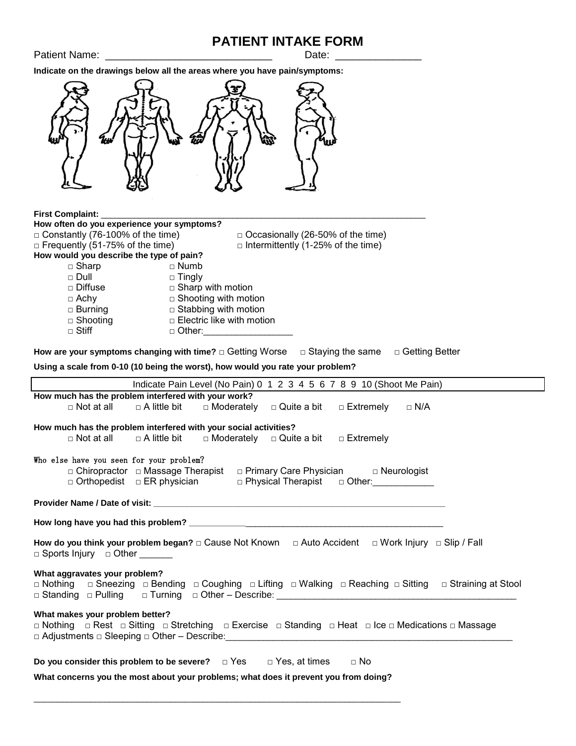# PATIENT INTAKE FORM

Patient Name: _____________________________ Date: _______________

**Indicate on the drawings below all the areas where you have pain/symptoms:**

**First Complaint:** ____________________________________________________________________

**How often do you experience your symptoms?**

□ Constantly (76-100% of the time) □ Occasionally (26-50% of the time)
□ Frequently (51-75% of the time) □ Intermittently (1-25% of the time)

**How would you describe the type of pain?**

□ Sharp □ Numb
□ Dull □ Tingly
□ Diffuse □ Sharp with motion
□ Achy □ Shooting with motion
□ Burning □ Stabbing with motion
□ Shooting □ Electric like with motion
□ Stiff □ Other:_________________

**How are your symptoms changing with time?** □ Getting Worse □ Staying the same □ Getting Better

**Using a scale from 0-10 (10 being the worst), how would you rate your problem?**

| Indicate Pain Level (No Pain) 0 1 2 3 4 5 6 7 8 9 10 (Shoot Me Pain) |
|---|

**How much has the problem interfered with your work?**

□ Not at all □ A little bit □ Moderately □ Quite a bit □ Extremely □ N/A

**How much has the problem interfered with your social activities?**

□ Not at all □ A little bit □ Moderately □ Quite a bit □ Extremely

Who else have you seen for your problem?

□ Chiropractor □ Massage Therapist □ Primary Care Physician □ Neurologist
□ Orthopedist □ ER physician □ Physical Therapist □ Other:____________

**Provider Name / Date of visit:** _____________________________________________________________

**How long have you had this problem?** ___________________________________________________

**How do you think your problem began?** □ Cause Not Known □ Auto Accident □ Work Injury □ Slip / Fall
□ Sports Injury □ Other _______

**What aggravates your problem?**

□ Nothing □ Sneezing □ Bending □ Coughing □ Lifting □ Walking □ Reaching □ Sitting □ Straining at Stool
□ Standing □ Pulling □ Turning □ Other – Describe: ______________________________________________

**What makes your problem better?**

□ Nothing □ Rest □ Sitting □ Stretching □ Exercise □ Standing □ Heat □ Ice □ Medications □ Massage
□ Adjustments □ Sleeping □ Other – Describe:_________________________________________________________

**Do you consider this problem to be severe?** □ Yes □ Yes, at times □ No

**What concerns you the most about your problems; what does it prevent you from doing?**

___________________________________________________________________________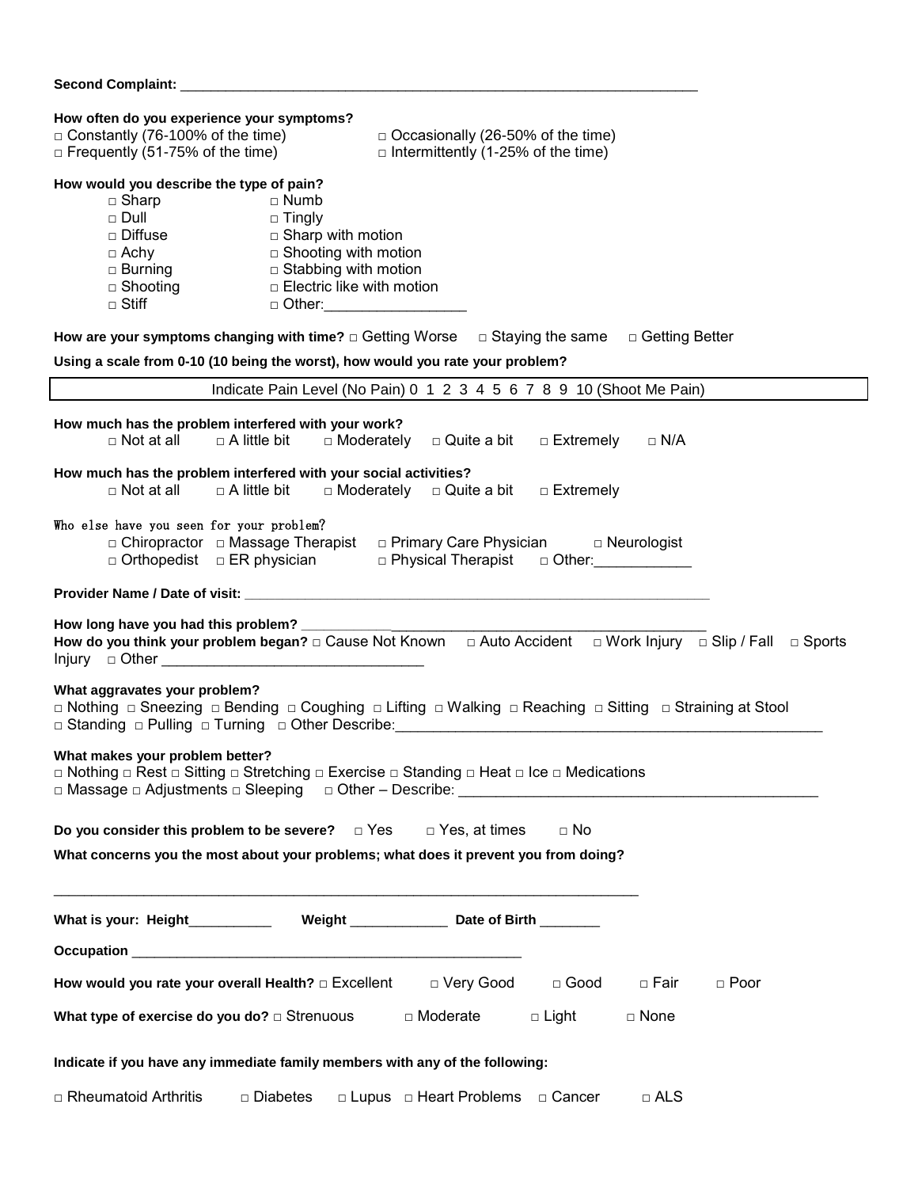**Second Complaint:** ___________________________________________________________________

**How often do you experience your symptoms?**

- □ Constantly (76-100% of the time)
- □ Occasionally (26-50% of the time)
- □ Frequently (51-75% of the time)
- □ Intermittently (1-25% of the time)

**How would you describe the type of pain?**

- □ Sharp
- □ Numb
- □ Dull
- □ Tingly
- □ Diffuse
- □ Sharp with motion
- □ Achy
- □ Shooting with motion
- □ Burning
- □ Stabbing with motion
- □ Shooting
- □ Electric like with motion
- □ Stiff
- □ Other:_________________

**How are your symptoms changing with time?** □ Getting Worse □ Staying the same □ Getting Better

**Using a scale from 0-10 (10 being the worst), how would you rate your problem?**

| Indicate Pain Level (No Pain) 0 1 2 3 4 5 6 7 8 9 10 (Shoot Me Pain) |
|---|

**How much has the problem interfered with your work?**
□ Not at all □ A little bit □ Moderately □ Quite a bit □ Extremely □ N/A

**How much has the problem interfered with your social activities?**
□ Not at all □ A little bit □ Moderately □ Quite a bit □ Extremely

**Who else have you seen for your problem?**
□ Chiropractor □ Massage Therapist □ Primary Care Physician □ Neurologist
□ Orthopedist □ ER physician □ Physical Therapist □ Other:____________

**Provider Name / Date of visit:** ___________________________________________________________

**How long have you had this problem?** ___________________________________________________
**How do you think your problem began?** □ Cause Not Known □ Auto Accident □ Work Injury □ Slip / Fall □ Sports Injury □ Other ________________________________

**What aggravates your problem?**
□ Nothing □ Sneezing □ Bending □ Coughing □ Lifting □ Walking □ Reaching □ Sitting □ Straining at Stool
□ Standing □ Pulling □ Turning □ Other Describe:_____________________________________________________

**What makes your problem better?**
□ Nothing □ Rest □ Sitting □ Stretching □ Exercise □ Standing □ Heat □ Ice □ Medications
□ Massage □ Adjustments □ Sleeping □ Other – Describe: ____________________________________________

**Do you consider this problem to be severe?** □ Yes □ Yes, at times □ No

**What concerns you the most about your problems; what does it prevent you from doing?**

___________________________________________________________________________

**What is your: Height**__________ **Weight** ____________ **Date of Birth** _______

**Occupation** ____________________________________________________

**How would you rate your overall Health?** □ Excellent □ Very Good □ Good □ Fair □ Poor

**What type of exercise do you do?** □ Strenuous □ Moderate □ Light □ None

**Indicate if you have any immediate family members with any of the following:**

□ Rheumatoid Arthritis □ Diabetes □ Lupus □ Heart Problems □ Cancer □ ALS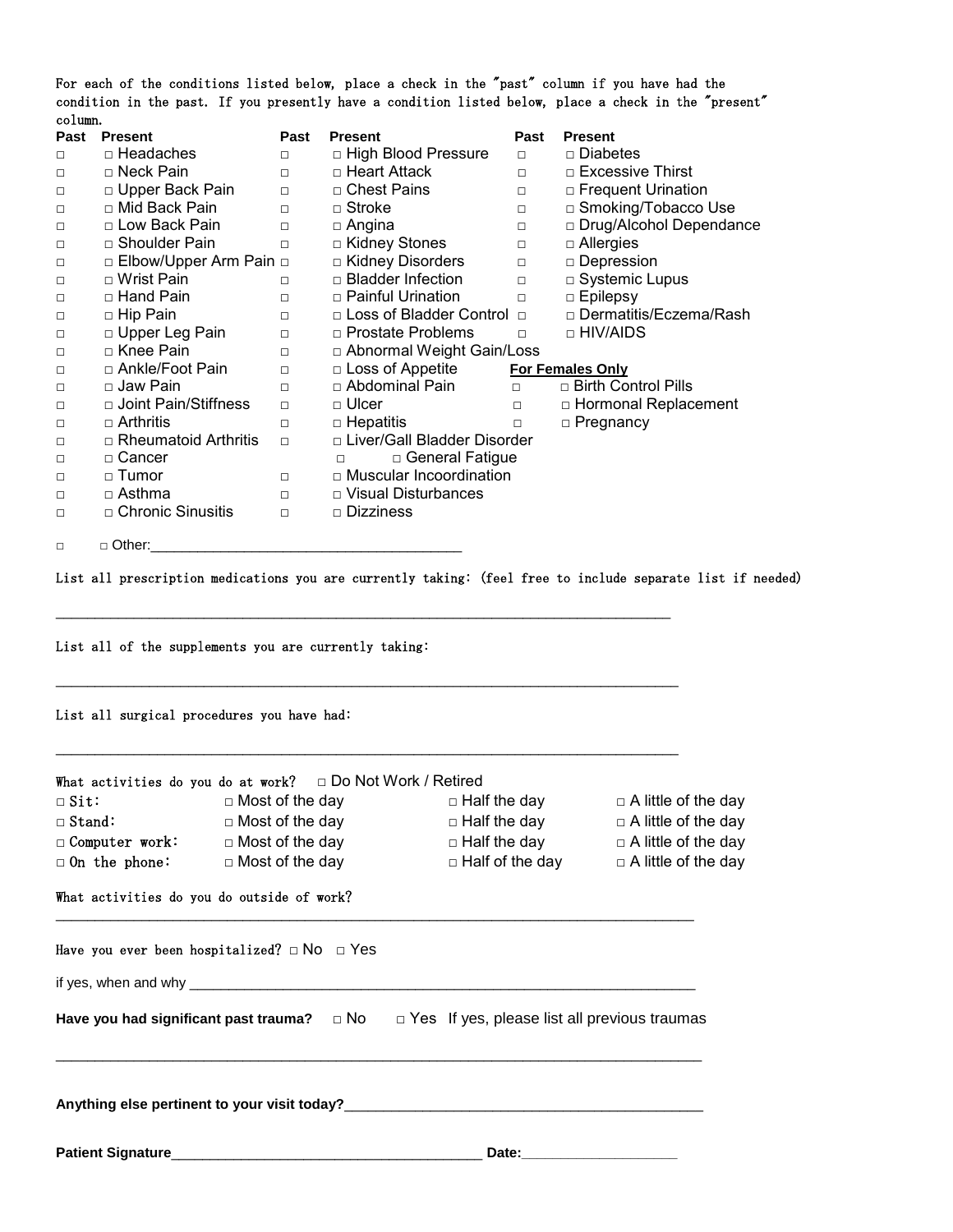For each of the conditions listed below, place a check in the "past" column if you have had the condition in the past. If you presently have a condition listed below, place a check in the "present" column.

| Past | Present | Past | Present | Past | Present |
|---|---|---|---|---|---|
| □ | □ Headaches | □ | □ High Blood Pressure | □ | □ Diabetes |
| □ | □ Neck Pain | □ | □ Heart Attack | □ | □ Excessive Thirst |
| □ | □ Upper Back Pain | □ | □ Chest Pains | □ | □ Frequent Urination |
| □ | □ Mid Back Pain | □ | □ Stroke | □ | □ Smoking/Tobacco Use |
| □ | □ Low Back Pain | □ | □ Angina | □ | □ Drug/Alcohol Dependance |
| □ | □ Shoulder Pain | □ | □ Kidney Stones | □ | □ Allergies |
| □ | □ Elbow/Upper Arm Pain | □ | □ Kidney Disorders | □ | □ Depression |
| □ | □ Wrist Pain | □ | □ Bladder Infection | □ | □ Systemic Lupus |
| □ | □ Hand Pain | □ | □ Painful Urination | □ | □ Epilepsy |
| □ | □ Hip Pain | □ | □ Loss of Bladder Control | □ | □ Dermatitis/Eczema/Rash |
| □ | □ Upper Leg Pain | □ | □ Prostate Problems | □ | □ HIV/AIDS |
| □ | □ Knee Pain | □ | □ Abnormal Weight Gain/Loss | | |
| □ | □ Ankle/Foot Pain | □ | □ Loss of Appetite | **For Females Only** | |
| □ | □ Jaw Pain | □ | □ Abdominal Pain | □ | □ Birth Control Pills |
| □ | □ Joint Pain/Stiffness | □ | □ Ulcer | □ | □ Hormonal Replacement |
| □ | □ Arthritis | □ | □ Hepatitis | □ | □ Pregnancy |
| □ | □ Rheumatoid Arthritis | □ | □ Liver/Gall Bladder Disorder | | |
| □ | □ Cancer | □ | □ General Fatigue | | |
| □ | □ Tumor | □ | □ Muscular Incoordination | | |
| □ | □ Asthma | □ | □ Visual Disturbances | | |
| □ | □ Chronic Sinusitis | □ | □ Dizziness | | |

□ □ Other:_____________________________________

List all prescription medications you are currently taking: (feel free to include separate list if needed)

_______________________________________________________________________________

List all of the supplements you are currently taking:

_______________________________________________________________________________

List all surgical procedures you have had:

_______________________________________________________________________________

What activities do you do at work? □ Do Not Work / Retired

| | | | |
|---|---|---|---|
| □ Sit: | □ Most of the day | □ Half the day | □ A little of the day |
| □ Stand: | □ Most of the day | □ Half the day | □ A little of the day |
| □ Computer work: | □ Most of the day | □ Half the day | □ A little of the day |
| □ On the phone: | □ Most of the day | □ Half of the day | □ A little of the day |

What activities do you do outside of work?
_______________________________________________________________________________

Have you ever been hospitalized? □ No □ Yes

if yes, when and why _______________________________________________________________

**Have you had significant past trauma?** □ No □ Yes If yes, please list all previous traumas

_______________________________________________________________________________

**Anything else pertinent to your visit today?**_____________________________________________

**Patient Signature**_______________________________________ **Date:**___________________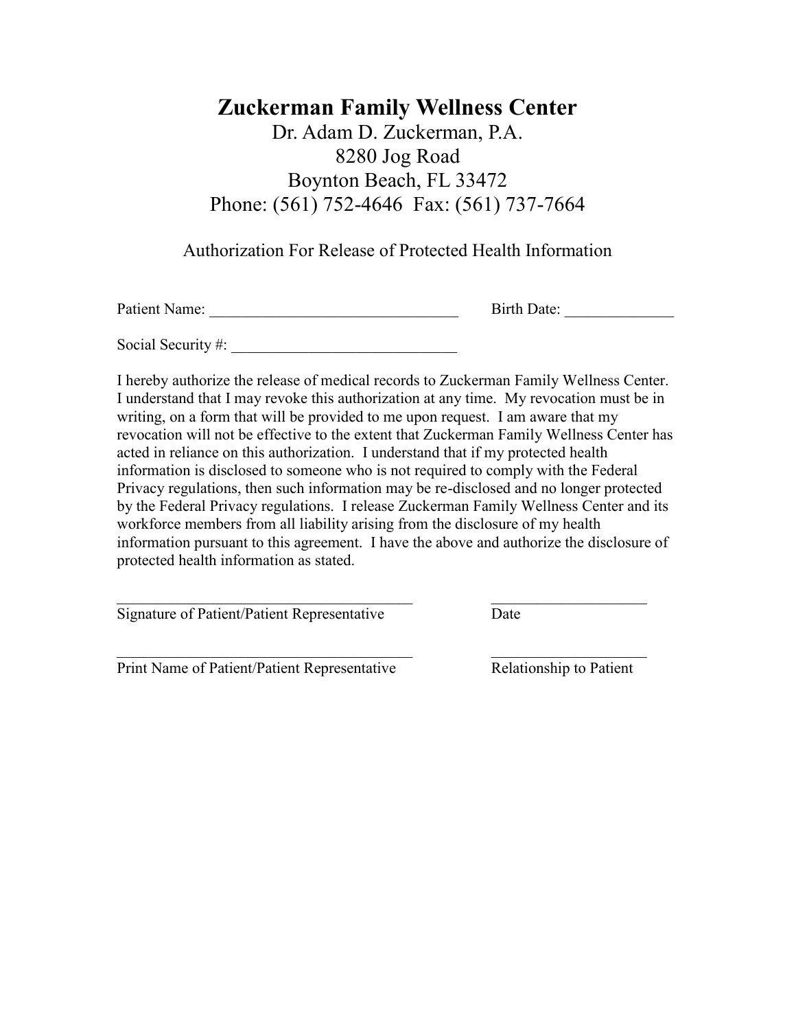# Zuckerman Family Wellness Center

Dr. Adam D. Zuckerman, P.A.
8280 Jog Road
Boynton Beach, FL 33472
Phone: (561) 752-4646 Fax: (561) 737-7664

Authorization For Release of Protected Health Information

Patient Name: ________________________________ Birth Date: ______________

Social Security #: _____________________________

I hereby authorize the release of medical records to Zuckerman Family Wellness Center. I understand that I may revoke this authorization at any time. My revocation must be in writing, on a form that will be provided to me upon request. I am aware that my revocation will not be effective to the extent that Zuckerman Family Wellness Center has acted in reliance on this authorization. I understand that if my protected health information is disclosed to someone who is not required to comply with the Federal Privacy regulations, then such information may be re-disclosed and no longer protected by the Federal Privacy regulations. I release Zuckerman Family Wellness Center and its workforce members from all liability arising from the disclosure of my health information pursuant to this agreement. I have the above and authorize the disclosure of protected health information as stated.

_______________________________________ _____________________
Signature of Patient/Patient Representative Date

_______________________________________ _____________________
Print Name of Patient/Patient Representative Relationship to Patient